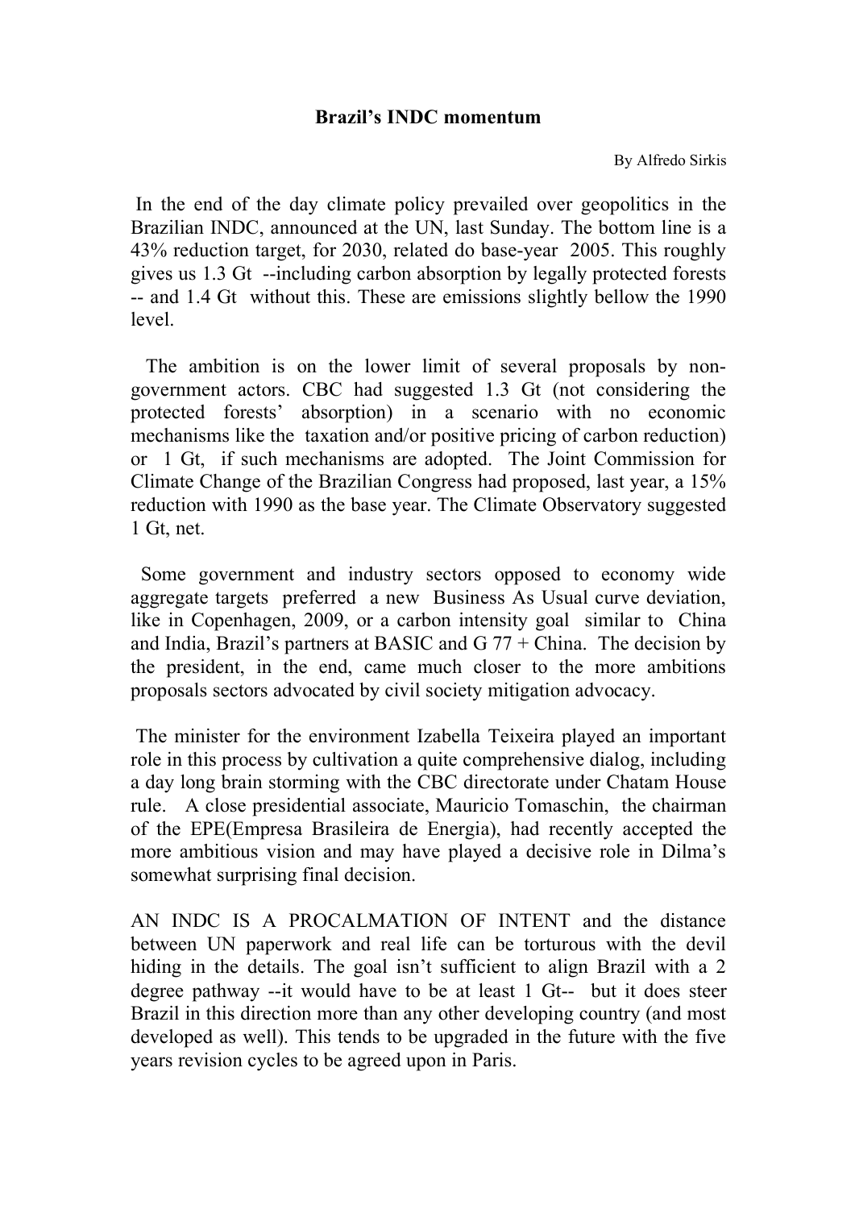# Brazil's INDC momentum

By Alfredo Sirkis

In the end of the day climate policy prevailed over geopolitics in the Brazilian INDC, announced at the UN, last Sunday. The bottom line is a 43% reduction target, for 2030, related do base-year 2005. This roughly gives us 1.3 Gt --including carbon absorption by legally protected forests -- and 1.4 Gt without this. These are emissions slightly bellow the 1990 level.

The ambition is on the lower limit of several proposals by non-government actors. CBC had suggested 1.3 Gt (not considering the protected forests' absorption) in a scenario with no economic mechanisms like the taxation and/or positive pricing of carbon reduction) or 1 Gt, if such mechanisms are adopted. The Joint Commission for Climate Change of the Brazilian Congress had proposed, last year, a 15% reduction with 1990 as the base year. The Climate Observatory suggested 1 Gt, net.

Some government and industry sectors opposed to economy wide aggregate targets preferred a new Business As Usual curve deviation, like in Copenhagen, 2009, or a carbon intensity goal similar to China and India, Brazil's partners at BASIC and G 77 + China. The decision by the president, in the end, came much closer to the more ambitions proposals sectors advocated by civil society mitigation advocacy.

The minister for the environment Izabella Teixeira played an important role in this process by cultivation a quite comprehensive dialog, including a day long brain storming with the CBC directorate under Chatam House rule. A close presidential associate, Mauricio Tomaschin, the chairman of the EPE(Empresa Brasileira de Energia), had recently accepted the more ambitious vision and may have played a decisive role in Dilma's somewhat surprising final decision.

AN INDC IS A PROCALMATION OF INTENT and the distance between UN paperwork and real life can be torturous with the devil hiding in the details. The goal isn't sufficient to align Brazil with a 2 degree pathway --it would have to be at least 1 Gt-- but it does steer Brazil in this direction more than any other developing country (and most developed as well). This tends to be upgraded in the future with the five years revision cycles to be agreed upon in Paris.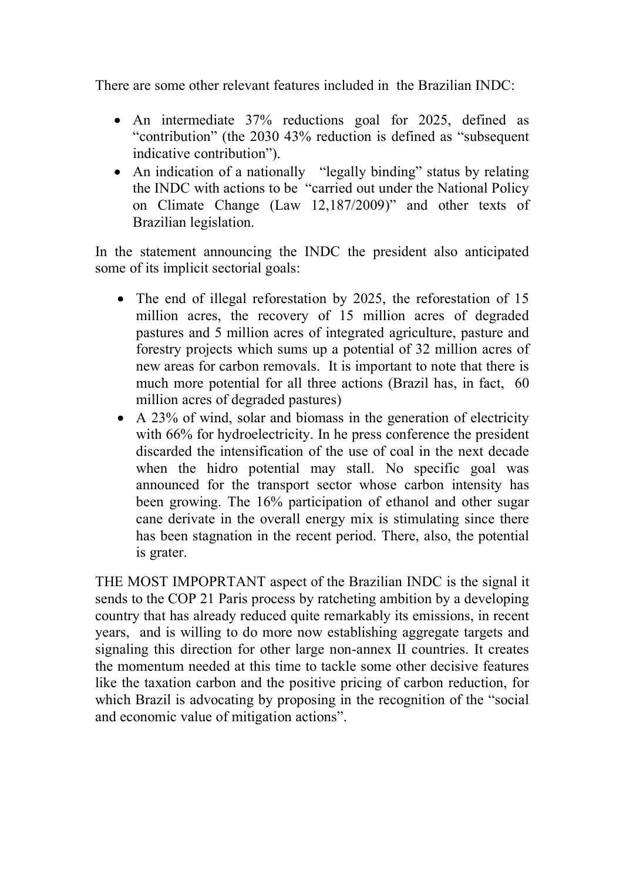There are some other relevant features included in the Brazilian INDC:

- An intermediate 37% reductions goal for 2025, defined as "contribution" (the 2030 43% reduction is defined as "subsequent indicative contribution").
- An indication of a nationally "legally binding" status by relating the INDC with actions to be "carried out under the National Policy on Climate Change (Law 12,187/2009)" and other texts of Brazilian legislation.

In the statement announcing the INDC the president also anticipated some of its implicit sectorial goals:

- The end of illegal reforestation by 2025, the reforestation of 15 million acres, the recovery of 15 million acres of degraded pastures and 5 million acres of integrated agriculture, pasture and forestry projects which sums up a potential of 32 million acres of new areas for carbon removals. It is important to note that there is much more potential for all three actions (Brazil has, in fact, 60 million acres of degraded pastures)
- A 23% of wind, solar and biomass in the generation of electricity with 66% for hydroelectricity. In he press conference the president discarded the intensification of the use of coal in the next decade when the hidro potential may stall. No specific goal was announced for the transport sector whose carbon intensity has been growing. The 16% participation of ethanol and other sugar cane derivate in the overall energy mix is stimulating since there has been stagnation in the recent period. There, also, the potential is grater.

THE MOST IMPOPRTANT aspect of the Brazilian INDC is the signal it sends to the COP 21 Paris process by ratcheting ambition by a developing country that has already reduced quite remarkably its emissions, in recent years, and is willing to do more now establishing aggregate targets and signaling this direction for other large non-annex II countries. It creates the momentum needed at this time to tackle some other decisive features like the taxation carbon and the positive pricing of carbon reduction, for which Brazil is advocating by proposing in the recognition of the "social and economic value of mitigation actions".